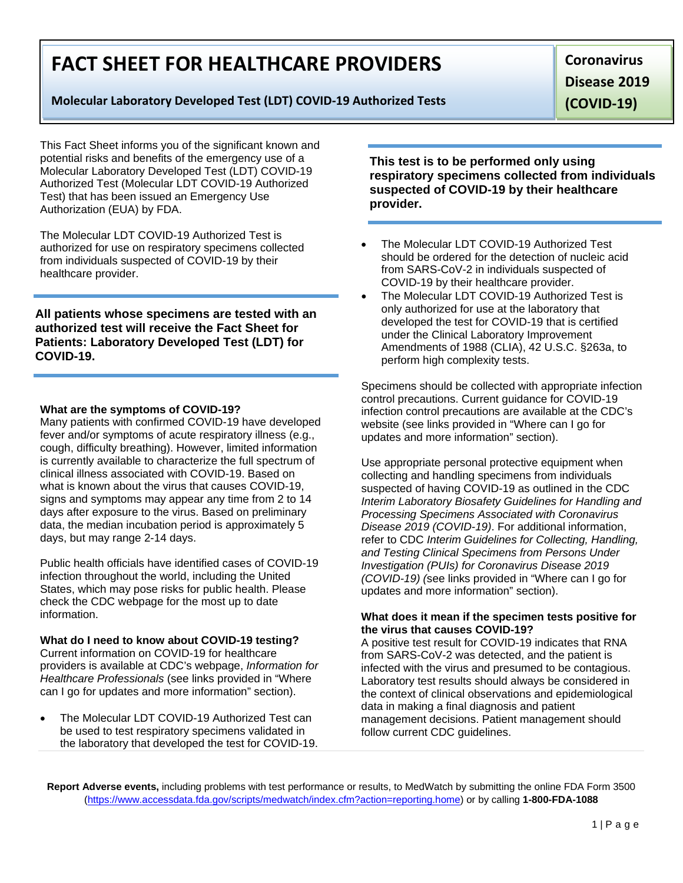# FACT SHEET FOR HEALTHCARE PROVIDERS

**Molecular Laboratory Developed Test (LDT) COVID-19 Authorized Tests**

**Coronavirus Disease 2019 (COVID-19)**

This Fact Sheet informs you of the significant known and potential risks and benefits of the emergency use of a Molecular Laboratory Developed Test (LDT) COVID-19 Authorized Test (Molecular LDT COVID-19 Authorized Test) that has been issued an Emergency Use Authorization (EUA) by FDA.

The Molecular LDT COVID-19 Authorized Test is authorized for use on respiratory specimens collected from individuals suspected of COVID-19 by their healthcare provider.

**All patients whose specimens are tested with an authorized test will receive the Fact Sheet for Patients: Laboratory Developed Test (LDT) for COVID-19.**

**What are the symptoms of COVID-19?**
Many patients with confirmed COVID-19 have developed fever and/or symptoms of acute respiratory illness (e.g., cough, difficulty breathing). However, limited information is currently available to characterize the full spectrum of clinical illness associated with COVID-19. Based on what is known about the virus that causes COVID-19, signs and symptoms may appear any time from 2 to 14 days after exposure to the virus. Based on preliminary data, the median incubation period is approximately 5 days, but may range 2-14 days.

Public health officials have identified cases of COVID-19 infection throughout the world, including the United States, which may pose risks for public health. Please check the CDC webpage for the most up to date information.

**What do I need to know about COVID-19 testing?**
Current information on COVID-19 for healthcare providers is available at CDC's webpage, *Information for Healthcare Professionals* (see links provided in "Where can I go for updates and more information" section).

- The Molecular LDT COVID-19 Authorized Test can be used to test respiratory specimens validated in the laboratory that developed the test for COVID-19.

**This test is to be performed only using respiratory specimens collected from individuals suspected of COVID-19 by their healthcare provider.**

- The Molecular LDT COVID-19 Authorized Test should be ordered for the detection of nucleic acid from SARS-CoV-2 in individuals suspected of COVID-19 by their healthcare provider.
- The Molecular LDT COVID-19 Authorized Test is only authorized for use at the laboratory that developed the test for COVID-19 that is certified under the Clinical Laboratory Improvement Amendments of 1988 (CLIA), 42 U.S.C. §263a, to perform high complexity tests.

Specimens should be collected with appropriate infection control precautions. Current guidance for COVID-19 infection control precautions are available at the CDC's website (see links provided in "Where can I go for updates and more information" section).

Use appropriate personal protective equipment when collecting and handling specimens from individuals suspected of having COVID-19 as outlined in the CDC *Interim Laboratory Biosafety Guidelines for Handling and Processing Specimens Associated with Coronavirus Disease 2019 (COVID-19)*. For additional information, refer to CDC *Interim Guidelines for Collecting, Handling, and Testing Clinical Specimens from Persons Under Investigation (PUIs) for Coronavirus Disease 2019 (COVID-19)* (see links provided in "Where can I go for updates and more information" section).

**What does it mean if the specimen tests positive for the virus that causes COVID-19?**
A positive test result for COVID-19 indicates that RNA from SARS-CoV-2 was detected, and the patient is infected with the virus and presumed to be contagious. Laboratory test results should always be considered in the context of clinical observations and epidemiological data in making a final diagnosis and patient management decisions. Patient management should follow current CDC guidelines.

**Report Adverse events,** including problems with test performance or results, to MedWatch by submitting the online FDA Form 3500 (https://www.accessdata.fda.gov/scripts/medwatch/index.cfm?action=reporting.home) or by calling **1-800-FDA-1088**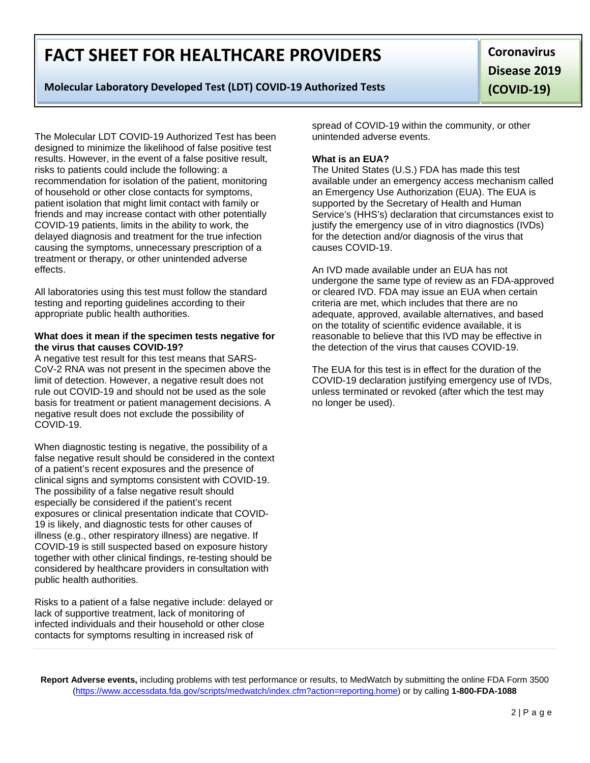The Molecular LDT COVID-19 Authorized Test has been designed to minimize the likelihood of false positive test results. However, in the event of a false positive result, risks to patients could include the following: a recommendation for isolation of the patient, monitoring of household or other close contacts for symptoms, patient isolation that might limit contact with family or friends and may increase contact with other potentially COVID-19 patients, limits in the ability to work, the delayed diagnosis and treatment for the true infection causing the symptoms, unnecessary prescription of a treatment or therapy, or other unintended adverse effects.

All laboratories using this test must follow the standard testing and reporting guidelines according to their appropriate public health authorities.

**What does it mean if the specimen tests negative for the virus that causes COVID-19?**

A negative test result for this test means that SARS-CoV-2 RNA was not present in the specimen above the limit of detection. However, a negative result does not rule out COVID-19 and should not be used as the sole basis for treatment or patient management decisions. A negative result does not exclude the possibility of COVID-19.

When diagnostic testing is negative, the possibility of a false negative result should be considered in the context of a patient's recent exposures and the presence of clinical signs and symptoms consistent with COVID-19. The possibility of a false negative result should especially be considered if the patient's recent exposures or clinical presentation indicate that COVID-19 is likely, and diagnostic tests for other causes of illness (e.g., other respiratory illness) are negative. If COVID-19 is still suspected based on exposure history together with other clinical findings, re-testing should be considered by healthcare providers in consultation with public health authorities.

Risks to a patient of a false negative include: delayed or lack of supportive treatment, lack of monitoring of infected individuals and their household or other close contacts for symptoms resulting in increased risk of spread of COVID-19 within the community, or other unintended adverse events.

**What is an EUA?**

The United States (U.S.) FDA has made this test available under an emergency access mechanism called an Emergency Use Authorization (EUA). The EUA is supported by the Secretary of Health and Human Service's (HHS's) declaration that circumstances exist to justify the emergency use of in vitro diagnostics (IVDs) for the detection and/or diagnosis of the virus that causes COVID-19.

An IVD made available under an EUA has not undergone the same type of review as an FDA-approved or cleared IVD. FDA may issue an EUA when certain criteria are met, which includes that there are no adequate, approved, available alternatives, and based on the totality of scientific evidence available, it is reasonable to believe that this IVD may be effective in the detection of the virus that causes COVID-19.

The EUA for this test is in effect for the duration of the COVID-19 declaration justifying emergency use of IVDs, unless terminated or revoked (after which the test may no longer be used).

**Report Adverse events,** including problems with test performance or results, to MedWatch by submitting the online FDA Form 3500 (https://www.accessdata.fda.gov/scripts/medwatch/index.cfm?action=reporting.home) or by calling **1-800-FDA-1088**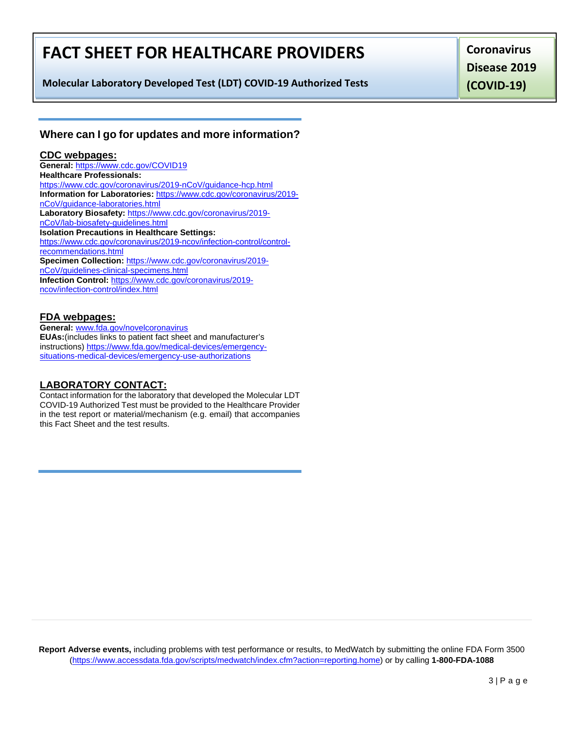## Where can I go for updates and more information?

### CDC webpages:

**General:** https://www.cdc.gov/COVID19
**Healthcare Professionals:**
https://www.cdc.gov/coronavirus/2019-nCoV/guidance-hcp.html
**Information for Laboratories:** https://www.cdc.gov/coronavirus/2019-nCoV/guidance-laboratories.html
**Laboratory Biosafety:** https://www.cdc.gov/coronavirus/2019-nCoV/lab-biosafety-guidelines.html
**Isolation Precautions in Healthcare Settings:**
https://www.cdc.gov/coronavirus/2019-ncov/infection-control/control-recommendations.html
**Specimen Collection:** https://www.cdc.gov/coronavirus/2019-nCoV/guidelines-clinical-specimens.html
**Infection Control:** https://www.cdc.gov/coronavirus/2019-ncov/infection-control/index.html

### FDA webpages:

**General:** www.fda.gov/novelcoronavirus
**EUAs:**(includes links to patient fact sheet and manufacturer's instructions) https://www.fda.gov/medical-devices/emergency-situations-medical-devices/emergency-use-authorizations

### LABORATORY CONTACT:

Contact information for the laboratory that developed the Molecular LDT COVID-19 Authorized Test must be provided to the Healthcare Provider in the test report or material/mechanism (e.g. email) that accompanies this Fact Sheet and the test results.

**Report Adverse events,** including problems with test performance or results, to MedWatch by submitting the online FDA Form 3500 (https://www.accessdata.fda.gov/scripts/medwatch/index.cfm?action=reporting.home) or by calling **1-800-FDA-1088**